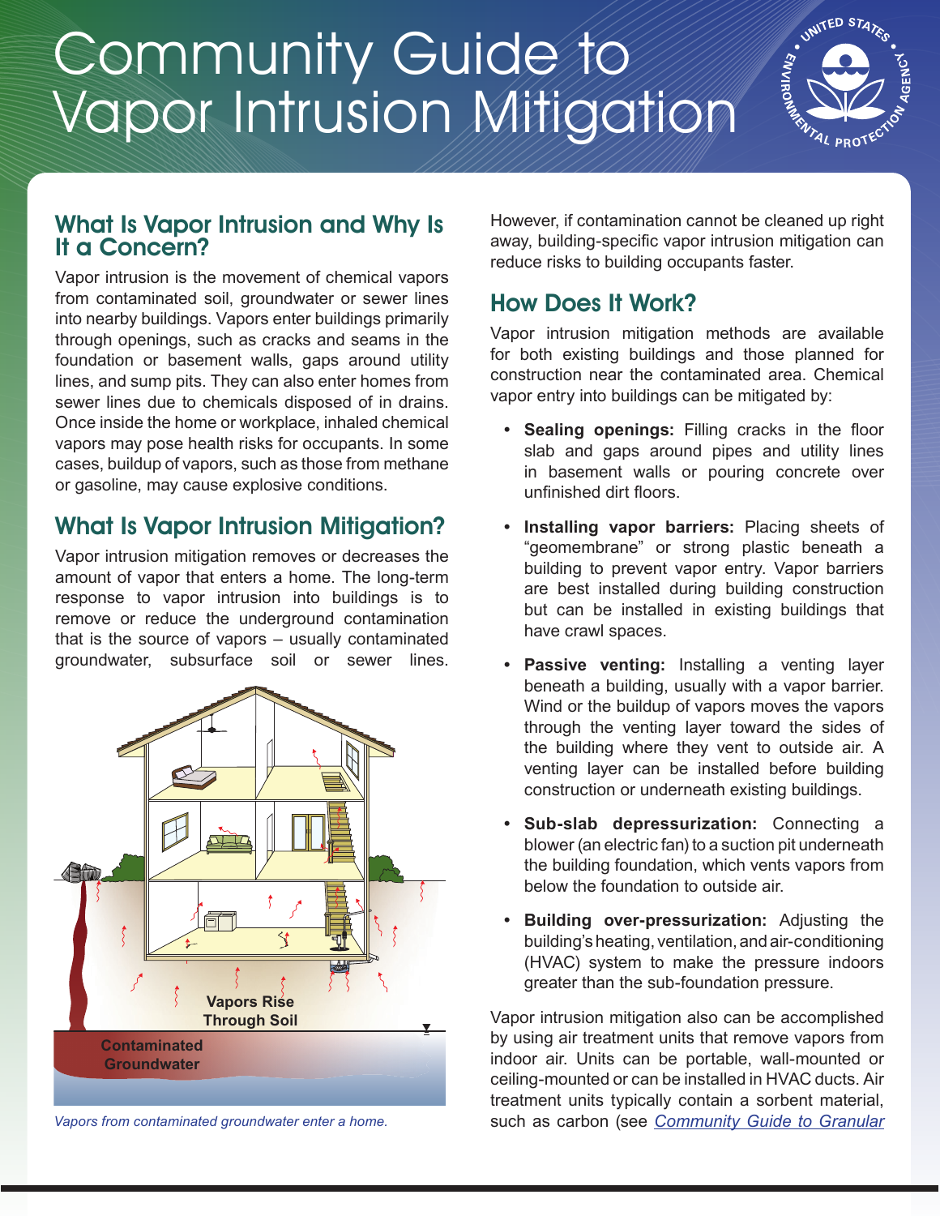# Community Guide to Vapor Intrusion Mitigation

## What Is Vapor Intrusion and Why Is It a Concern?

Vapor intrusion is the movement of chemical vapors from contaminated soil, groundwater or sewer lines into nearby buildings. Vapors enter buildings primarily through openings, such as cracks and seams in the foundation or basement walls, gaps around utility lines, and sump pits. They can also enter homes from sewer lines due to chemicals disposed of in drains. Once inside the home or workplace, inhaled chemical vapors may pose health risks for occupants. In some cases, buildup of vapors, such as those from methane or gasoline, may cause explosive conditions.

## What Is Vapor Intrusion Mitigation?

Vapor intrusion mitigation removes or decreases the amount of vapor that enters a home. The long-term response to vapor intrusion into buildings is to remove or reduce the underground contamination that is the source of vapors – usually contaminated groundwater, subsurface soil or sewer lines.

Vapors Rise Through Soil

Contaminated Groundwater

*Vapors from contaminated groundwater enter a home.*

However, if contamination cannot be cleaned up right away, building-specific vapor intrusion mitigation can reduce risks to building occupants faster.

## How Does It Work?

Vapor intrusion mitigation methods are available for both existing buildings and those planned for construction near the contaminated area. Chemical vapor entry into buildings can be mitigated by:

- **Sealing openings:** Filling cracks in the floor slab and gaps around pipes and utility lines in basement walls or pouring concrete over unfinished dirt floors.
- **Installing vapor barriers:** Placing sheets of "geomembrane" or strong plastic beneath a building to prevent vapor entry. Vapor barriers are best installed during building construction but can be installed in existing buildings that have crawl spaces.
- **Passive venting:** Installing a venting layer beneath a building, usually with a vapor barrier. Wind or the buildup of vapors moves the vapors through the venting layer toward the sides of the building where they vent to outside air. A venting layer can be installed before building construction or underneath existing buildings.
- **Sub-slab depressurization:** Connecting a blower (an electric fan) to a suction pit underneath the building foundation, which vents vapors from below the foundation to outside air.
- **Building over-pressurization:** Adjusting the building's heating, ventilation, and air-conditioning (HVAC) system to make the pressure indoors greater than the sub-foundation pressure.

Vapor intrusion mitigation also can be accomplished by using air treatment units that remove vapors from indoor air. Units can be portable, wall-mounted or ceiling-mounted or can be installed in HVAC ducts. Air treatment units typically contain a sorbent material, such as carbon (see *Community Guide to Granular*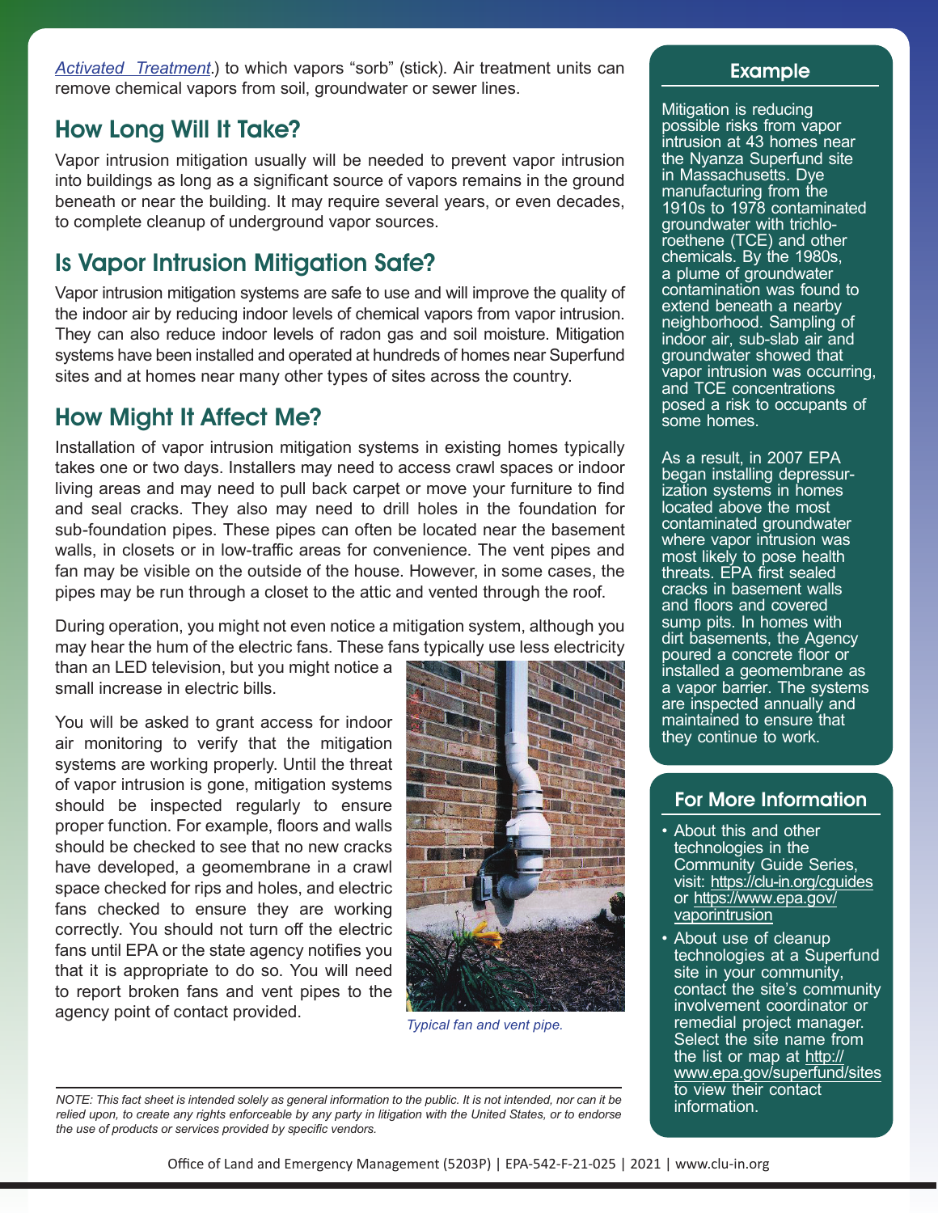*Activated Treatment*.) to which vapors "sorb" (stick). Air treatment units can remove chemical vapors from soil, groundwater or sewer lines.

## How Long Will It Take?

Vapor intrusion mitigation usually will be needed to prevent vapor intrusion into buildings as long as a significant source of vapors remains in the ground beneath or near the building. It may require several years, or even decades, to complete cleanup of underground vapor sources.

## Is Vapor Intrusion Mitigation Safe?

Vapor intrusion mitigation systems are safe to use and will improve the quality of the indoor air by reducing indoor levels of chemical vapors from vapor intrusion. They can also reduce indoor levels of radon gas and soil moisture. Mitigation systems have been installed and operated at hundreds of homes near Superfund sites and at homes near many other types of sites across the country.

## How Might It Affect Me?

Installation of vapor intrusion mitigation systems in existing homes typically takes one or two days. Installers may need to access crawl spaces or indoor living areas and may need to pull back carpet or move your furniture to find and seal cracks. They also may need to drill holes in the foundation for sub-foundation pipes. These pipes can often be located near the basement walls, in closets or in low-traffic areas for convenience. The vent pipes and fan may be visible on the outside of the house. However, in some cases, the pipes may be run through a closet to the attic and vented through the roof.

During operation, you might not even notice a mitigation system, although you may hear the hum of the electric fans. These fans typically use less electricity than an LED television, but you might notice a small increase in electric bills.

You will be asked to grant access for indoor air monitoring to verify that the mitigation systems are working properly. Until the threat of vapor intrusion is gone, mitigation systems should be inspected regularly to ensure proper function. For example, floors and walls should be checked to see that no new cracks have developed, a geomembrane in a crawl space checked for rips and holes, and electric fans checked to ensure they are working correctly. You should not turn off the electric fans until EPA or the state agency notifies you that it is appropriate to do so. You will need to report broken fans and vent pipes to the agency point of contact provided.

*Typical fan and vent pipe.*

### Example

Mitigation is reducing possible risks from vapor intrusion at 43 homes near the Nyanza Superfund site in Massachusetts. Dye manufacturing from the 1910s to 1978 contaminated groundwater with trichloroethene (TCE) and other chemicals. By the 1980s, a plume of groundwater contamination was found to extend beneath a nearby neighborhood. Sampling of indoor air, sub-slab air and groundwater showed that vapor intrusion was occurring, and TCE concentrations posed a risk to occupants of some homes.

As a result, in 2007 EPA began installing depressurization systems in homes located above the most contaminated groundwater where vapor intrusion was most likely to pose health threats. EPA first sealed cracks in basement walls and floors and covered sump pits. In homes with dirt basements, the Agency poured a concrete floor or installed a geomembrane as a vapor barrier. The systems are inspected annually and maintained to ensure that they continue to work.

### For More Information

- About this and other technologies in the Community Guide Series, visit: https://clu-in.org/cguides or https://www.epa.gov/vaporintrusion
- About use of cleanup technologies at a Superfund site in your community, contact the site's community involvement coordinator or remedial project manager. Select the site name from the list or map at http://www.epa.gov/superfund/sites to view their contact information.

*NOTE: This fact sheet is intended solely as general information to the public. It is not intended, nor can it be relied upon, to create any rights enforceable by any party in litigation with the United States, or to endorse the use of products or services provided by specific vendors.*

Office of Land and Emergency Management (5203P) | EPA-542-F-21-025 | 2021 | www.clu-in.org